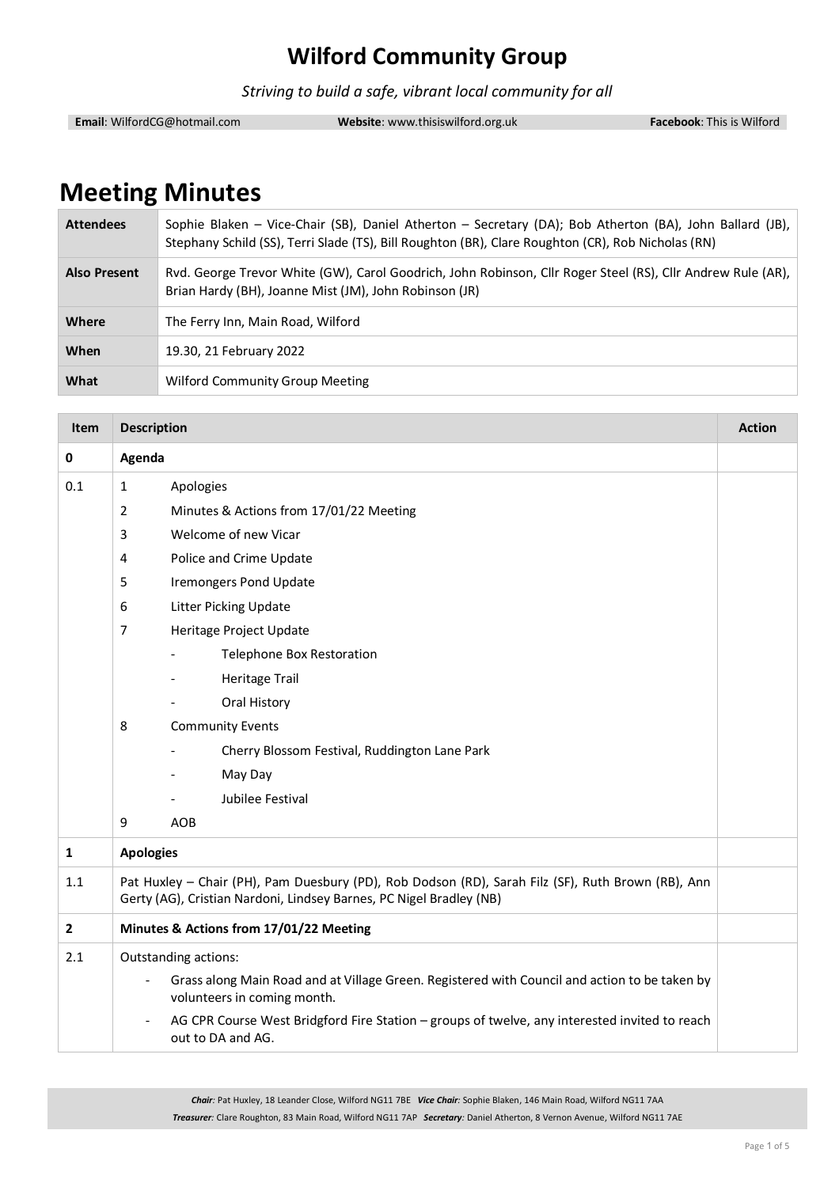# Wilford Community Group

*Striving to build a safe, vibrant local community for all*

**Email**: WilfordCG@hotmail.com **Website**: www.thisiswilford.org.uk **Facebook**: This is Wilford

# Meeting Minutes

| | |
|---|---|
| **Attendees** | Sophie Blaken – Vice-Chair (SB), Daniel Atherton – Secretary (DA); Bob Atherton (BA), John Ballard (JB), Stephany Schild (SS), Terri Slade (TS), Bill Roughton (BR), Clare Roughton (CR), Rob Nicholas (RN) |
| **Also Present** | Rvd. George Trevor White (GW), Carol Goodrich, John Robinson, Cllr Roger Steel (RS), Cllr Andrew Rule (AR), Brian Hardy (BH), Joanne Mist (JM), John Robinson (JR) |
| **Where** | The Ferry Inn, Main Road, Wilford |
| **When** | 19.30, 21 February 2022 |
| **What** | Wilford Community Group Meeting |

| Item | Description | Action |
|---|---|---|
| **0** | **Agenda** | |
| 0.1 | 1 Apologies<br>2 Minutes & Actions from 17/01/22 Meeting<br>3 Welcome of new Vicar<br>4 Police and Crime Update<br>5 Iremongers Pond Update<br>6 Litter Picking Update<br>7 Heritage Project Update<br>- Telephone Box Restoration<br>- Heritage Trail<br>- Oral History<br>8 Community Events<br>- Cherry Blossom Festival, Ruddington Lane Park<br>- May Day<br>- Jubilee Festival<br>9 AOB | |
| **1** | **Apologies** | |
| 1.1 | Pat Huxley – Chair (PH), Pam Duesbury (PD), Rob Dodson (RD), Sarah Filz (SF), Ruth Brown (RB), Ann Gerty (AG), Cristian Nardoni, Lindsey Barnes, PC Nigel Bradley (NB) | |
| **2** | **Minutes & Actions from 17/01/22 Meeting** | |
| 2.1 | Outstanding actions:<br>- Grass along Main Road and at Village Green. Registered with Council and action to be taken by volunteers in coming month.<br>- AG CPR Course West Bridgford Fire Station – groups of twelve, any interested invited to reach out to DA and AG. | |

*Chair:* Pat Huxley, 18 Leander Close, Wilford NG11 7BE *Vice Chair:* Sophie Blaken, 146 Main Road, Wilford NG11 7AA
*Treasurer:* Clare Roughton, 83 Main Road, Wilford NG11 7AP *Secretary:* Daniel Atherton, 8 Vernon Avenue, Wilford NG11 7AE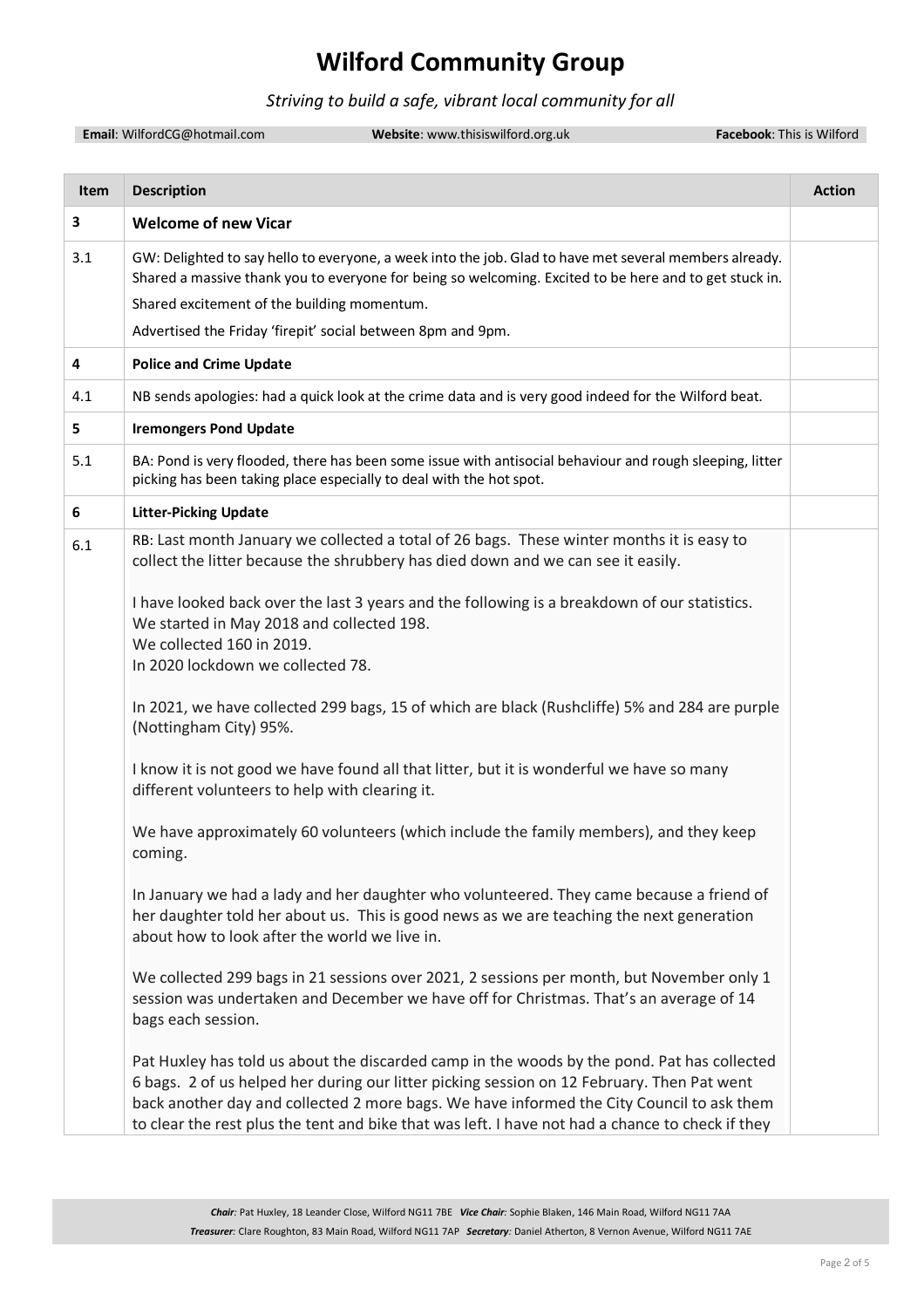# Wilford Community Group

*Striving to build a safe, vibrant local community for all*

**Email**: WilfordCG@hotmail.com **Website**: www.thisiswilford.org.uk **Facebook**: This is Wilford

| Item | Description | Action |
|---|---|---|
| **3** | **Welcome of new Vicar** | |
| 3.1 | GW: Delighted to say hello to everyone, a week into the job. Glad to have met several members already. Shared a massive thank you to everyone for being so welcoming. Excited to be here and to get stuck in.<br>Shared excitement of the building momentum.<br>Advertised the Friday 'firepit' social between 8pm and 9pm. | |
| **4** | **Police and Crime Update** | |
| 4.1 | NB sends apologies: had a quick look at the crime data and is very good indeed for the Wilford beat. | |
| **5** | **Iremongers Pond Update** | |
| 5.1 | BA: Pond is very flooded, there has been some issue with antisocial behaviour and rough sleeping, litter picking has been taking place especially to deal with the hot spot. | |
| **6** | **Litter-Picking Update** | |
| 6.1 | RB: Last month January we collected a total of 26 bags. These winter months it is easy to collect the litter because the shrubbery has died down and we can see it easily.<br><br>I have looked back over the last 3 years and the following is a breakdown of our statistics.<br>We started in May 2018 and collected 198.<br>We collected 160 in 2019.<br>In 2020 lockdown we collected 78.<br><br>In 2021, we have collected 299 bags, 15 of which are black (Rushcliffe) 5% and 284 are purple (Nottingham City) 95%.<br><br>I know it is not good we have found all that litter, but it is wonderful we have so many different volunteers to help with clearing it.<br><br>We have approximately 60 volunteers (which include the family members), and they keep coming.<br><br>In January we had a lady and her daughter who volunteered. They came because a friend of her daughter told her about us. This is good news as we are teaching the next generation about how to look after the world we live in.<br><br>We collected 299 bags in 21 sessions over 2021, 2 sessions per month, but November only 1 session was undertaken and December we have off for Christmas. That's an average of 14 bags each session.<br><br>Pat Huxley has told us about the discarded camp in the woods by the pond. Pat has collected 6 bags. 2 of us helped her during our litter picking session on 12 February. Then Pat went back another day and collected 2 more bags. We have informed the City Council to ask them to clear the rest plus the tent and bike that was left. I have not had a chance to check if they | |

*Chair:* Pat Huxley, 18 Leander Close, Wilford NG11 7BE *Vice Chair:* Sophie Blaken, 146 Main Road, Wilford NG11 7AA
*Treasurer:* Clare Roughton, 83 Main Road, Wilford NG11 7AP *Secretary:* Daniel Atherton, 8 Vernon Avenue, Wilford NG11 7AE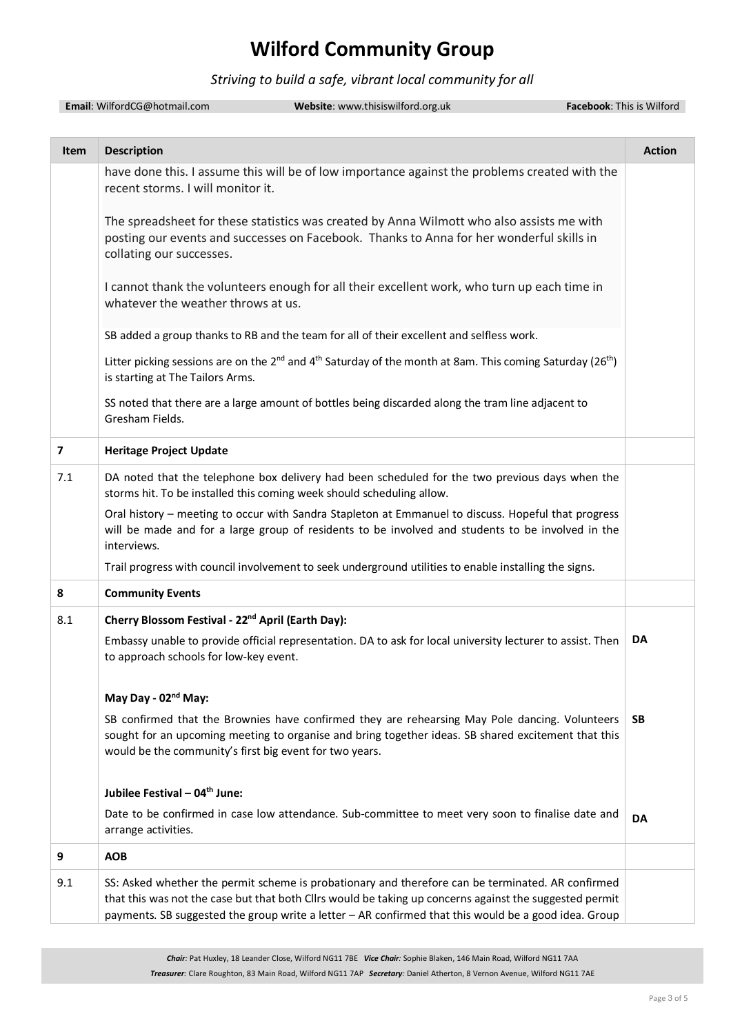# Wilford Community Group

*Striving to build a safe, vibrant local community for all*

**Email**: WilfordCG@hotmail.com **Website**: www.thisiswilford.org.uk **Facebook**: This is Wilford

| Item | Description | Action |
|---|---|---|
| | have done this. I assume this will be of low importance against the problems created with the recent storms. I will monitor it.<br><br>The spreadsheet for these statistics was created by Anna Wilmott who also assists me with posting our events and successes on Facebook. Thanks to Anna for her wonderful skills in collating our successes.<br><br>I cannot thank the volunteers enough for all their excellent work, who turn up each time in whatever the weather throws at us.<br><br>SB added a group thanks to RB and the team for all of their excellent and selfless work.<br><br>Litter picking sessions are on the 2nd and 4th Saturday of the month at 8am. This coming Saturday (26th) is starting at The Tailors Arms.<br><br>SS noted that there are a large amount of bottles being discarded along the tram line adjacent to Gresham Fields. | |
| **7** | **Heritage Project Update** | |
| 7.1 | DA noted that the telephone box delivery had been scheduled for the two previous days when the storms hit. To be installed this coming week should scheduling allow.<br><br>Oral history – meeting to occur with Sandra Stapleton at Emmanuel to discuss. Hopeful that progress will be made and for a large group of residents to be involved and students to be involved in the interviews.<br><br>Trail progress with council involvement to seek underground utilities to enable installing the signs. | |
| **8** | **Community Events** | |
| 8.1 | **Cherry Blossom Festival - 22nd April (Earth Day):**<br><br>Embassy unable to provide official representation. DA to ask for local university lecturer to assist. Then to approach schools for low-key event.<br><br>**May Day - 02nd May:**<br><br>SB confirmed that the Brownies have confirmed they are rehearsing May Pole dancing. Volunteers sought for an upcoming meeting to organise and bring together ideas. SB shared excitement that this would be the community's first big event for two years.<br><br>**Jubilee Festival – 04th June:**<br><br>Date to be confirmed in case low attendance. Sub-committee to meet very soon to finalise date and arrange activities. | **DA**<br><br>**SB**<br><br>**DA** |
| **9** | **AOB** | |
| 9.1 | SS: Asked whether the permit scheme is probationary and therefore can be terminated. AR confirmed that this was not the case but that both Cllrs would be taking up concerns against the suggested permit payments. SB suggested the group write a letter – AR confirmed that this would be a good idea. Group | |

*Chair:* Pat Huxley, 18 Leander Close, Wilford NG11 7BE *Vice Chair:* Sophie Blaken, 146 Main Road, Wilford NG11 7AA
*Treasurer:* Clare Roughton, 83 Main Road, Wilford NG11 7AP *Secretary:* Daniel Atherton, 8 Vernon Avenue, Wilford NG11 7AE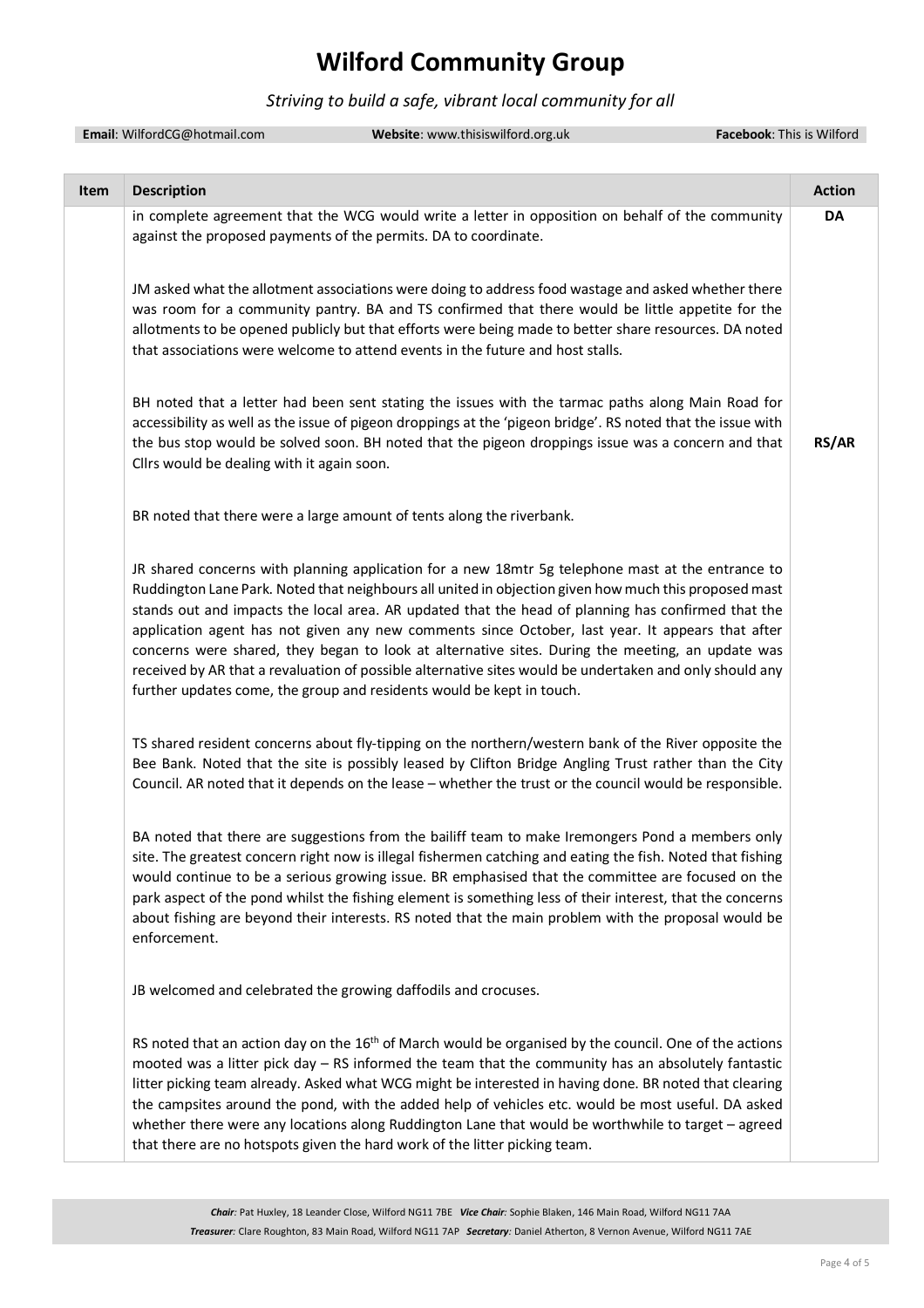# Wilford Community Group

*Striving to build a safe, vibrant local community for all*

**Email**: WilfordCG@hotmail.com **Website**: www.thisiswilford.org.uk **Facebook**: This is Wilford

| Item | Description | Action |
|---|---|---|
| | in complete agreement that the WCG would write a letter in opposition on behalf of the community against the proposed payments of the permits. DA to coordinate. | **DA** |
| | JM asked what the allotment associations were doing to address food wastage and asked whether there was room for a community pantry. BA and TS confirmed that there would be little appetite for the allotments to be opened publicly but that efforts were being made to better share resources. DA noted that associations were welcome to attend events in the future and host stalls. | |
| | BH noted that a letter had been sent stating the issues with the tarmac paths along Main Road for accessibility as well as the issue of pigeon droppings at the 'pigeon bridge'. RS noted that the issue with the bus stop would be solved soon. BH noted that the pigeon droppings issue was a concern and that Cllrs would be dealing with it again soon. | **RS/AR** |
| | BR noted that there were a large amount of tents along the riverbank. | |
| | JR shared concerns with planning application for a new 18mtr 5g telephone mast at the entrance to Ruddington Lane Park. Noted that neighbours all united in objection given how much this proposed mast stands out and impacts the local area. AR updated that the head of planning has confirmed that the application agent has not given any new comments since October, last year. It appears that after concerns were shared, they began to look at alternative sites. During the meeting, an update was received by AR that a revaluation of possible alternative sites would be undertaken and only should any further updates come, the group and residents would be kept in touch. | |
| | TS shared resident concerns about fly-tipping on the northern/western bank of the River opposite the Bee Bank. Noted that the site is possibly leased by Clifton Bridge Angling Trust rather than the City Council. AR noted that it depends on the lease – whether the trust or the council would be responsible. | |
| | BA noted that there are suggestions from the bailiff team to make Iremongers Pond a members only site. The greatest concern right now is illegal fishermen catching and eating the fish. Noted that fishing would continue to be a serious growing issue. BR emphasised that the committee are focused on the park aspect of the pond whilst the fishing element is something less of their interest, that the concerns about fishing are beyond their interests. RS noted that the main problem with the proposal would be enforcement. | |
| | JB welcomed and celebrated the growing daffodils and crocuses. | |
| | RS noted that an action day on the 16th of March would be organised by the council. One of the actions mooted was a litter pick day – RS informed the team that the community has an absolutely fantastic litter picking team already. Asked what WCG might be interested in having done. BR noted that clearing the campsites around the pond, with the added help of vehicles etc. would be most useful. DA asked whether there were any locations along Ruddington Lane that would be worthwhile to target – agreed that there are no hotspots given the hard work of the litter picking team. | |

*Chair:* Pat Huxley, 18 Leander Close, Wilford NG11 7BE *Vice Chair:* Sophie Blaken, 146 Main Road, Wilford NG11 7AA
*Treasurer:* Clare Roughton, 83 Main Road, Wilford NG11 7AP *Secretary:* Daniel Atherton, 8 Vernon Avenue, Wilford NG11 7AE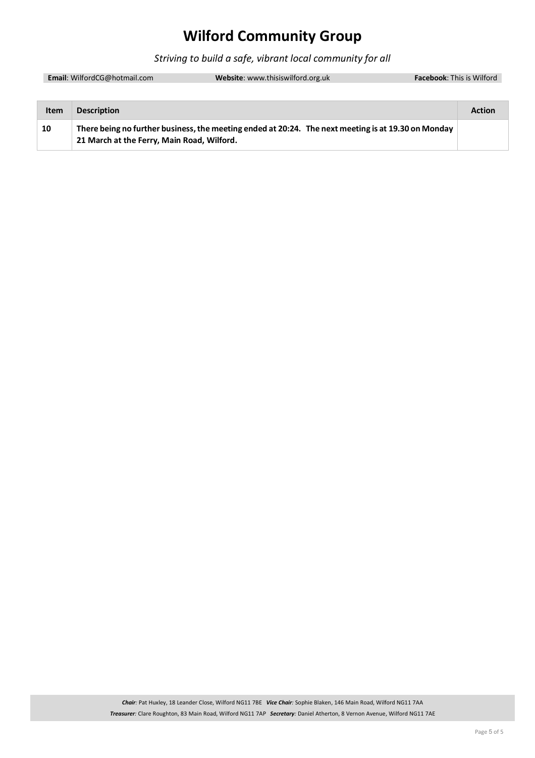| Item | Description | Action |
| --- | --- | --- |
| **10** | **There being no further business, the meeting ended at 20:24. The next meeting is at 19.30 on Monday 21 March at the Ferry, Main Road, Wilford.** | |